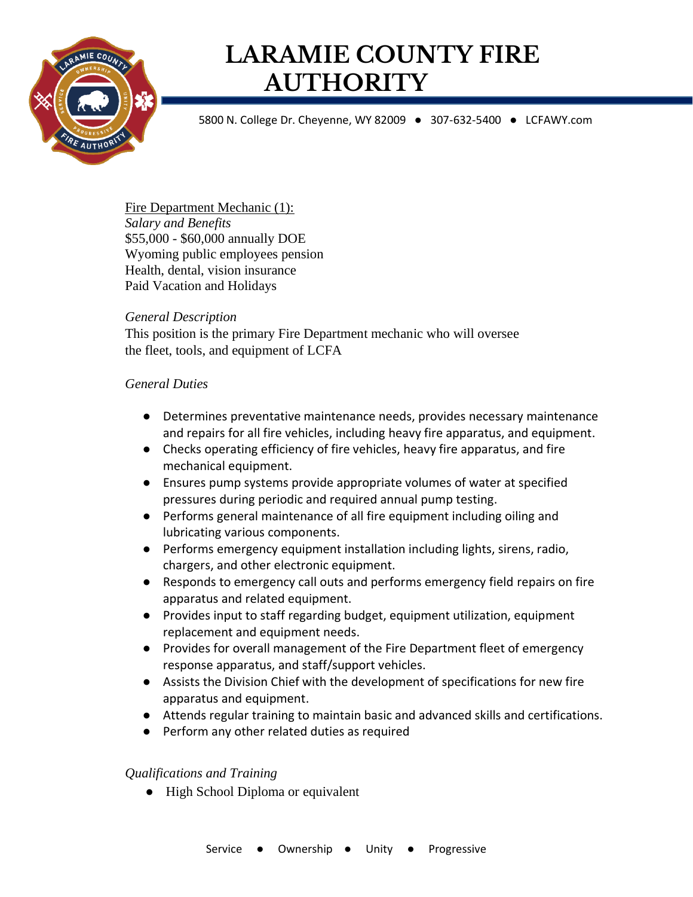# LARAMIE COUNTY FIRE AUTHORITY

5800 N. College Dr. Cheyenne, WY 82009 ● 307-632-5400 ● LCFAWY.com

Fire Department Mechanic (1):

*Salary and Benefits*

$55,000 - $60,000 annually DOE

Wyoming public employees pension

Health, dental, vision insurance

Paid Vacation and Holidays

*General Description*

This position is the primary Fire Department mechanic who will oversee the fleet, tools, and equipment of LCFA

*General Duties*

- Determines preventative maintenance needs, provides necessary maintenance and repairs for all fire vehicles, including heavy fire apparatus, and equipment.
- Checks operating efficiency of fire vehicles, heavy fire apparatus, and fire mechanical equipment.
- Ensures pump systems provide appropriate volumes of water at specified pressures during periodic and required annual pump testing.
- Performs general maintenance of all fire equipment including oiling and lubricating various components.
- Performs emergency equipment installation including lights, sirens, radio, chargers, and other electronic equipment.
- Responds to emergency call outs and performs emergency field repairs on fire apparatus and related equipment.
- Provides input to staff regarding budget, equipment utilization, equipment replacement and equipment needs.
- Provides for overall management of the Fire Department fleet of emergency response apparatus, and staff/support vehicles.
- Assists the Division Chief with the development of specifications for new fire apparatus and equipment.
- Attends regular training to maintain basic and advanced skills and certifications.
- Perform any other related duties as required

*Qualifications and Training*

- High School Diploma or equivalent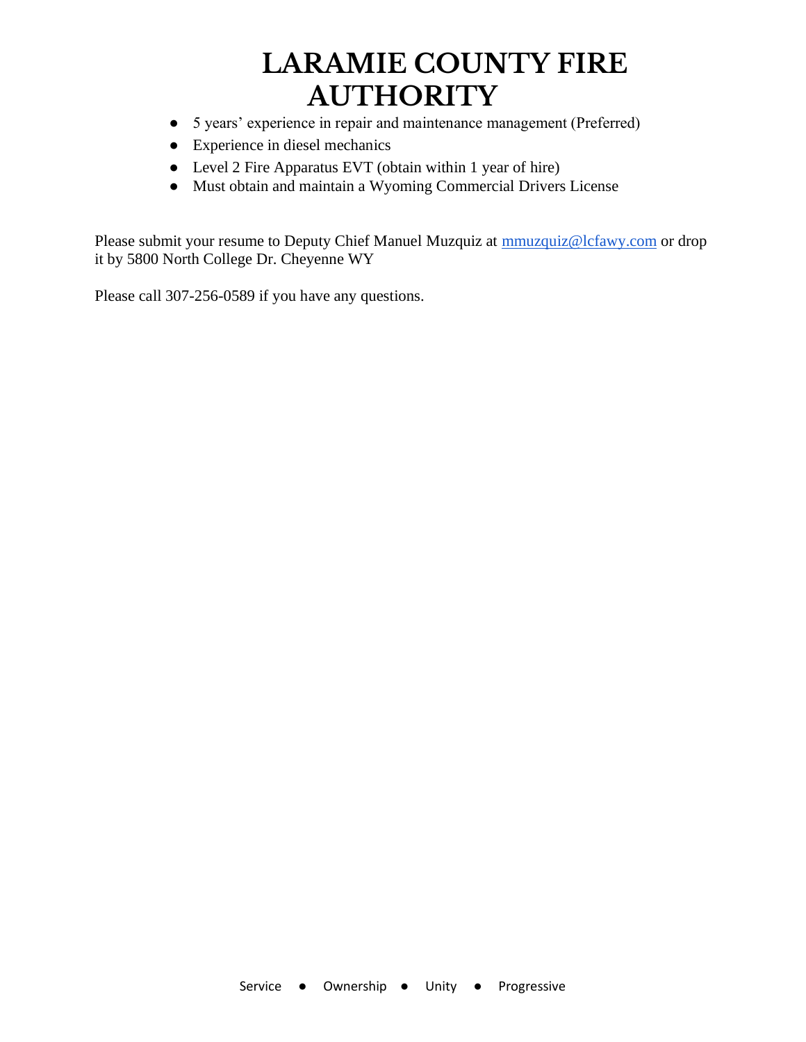- 5 years' experience in repair and maintenance management (Preferred)
- Experience in diesel mechanics
- Level 2 Fire Apparatus EVT (obtain within 1 year of hire)
- Must obtain and maintain a Wyoming Commercial Drivers License

Please submit your resume to Deputy Chief Manuel Muzquiz at [mmuzquiz@lcfawy.com](mailto:mmuzquiz@lcfawy.com) or drop it by 5800 North College Dr. Cheyenne WY

Please call 307-256-0589 if you have any questions.